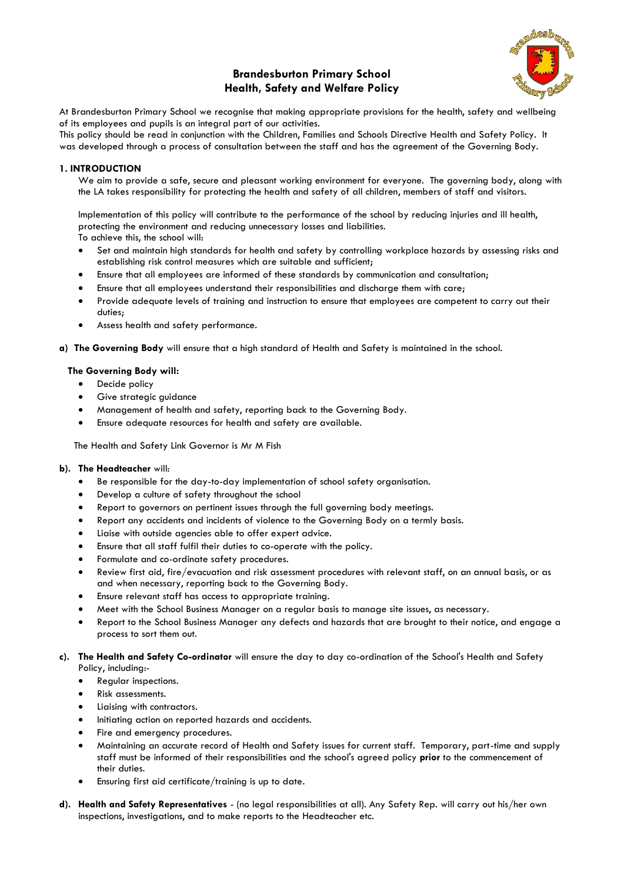# Brandesburton Primary School
## Health, Safety and Welfare Policy

At Brandesburton Primary School we recognise that making appropriate provisions for the health, safety and wellbeing of its employees and pupils is an integral part of our activities.
This policy should be read in conjunction with the Children, Families and Schools Directive Health and Safety Policy. It was developed through a process of consultation between the staff and has the agreement of the Governing Body.

### 1. INTRODUCTION

We aim to provide a safe, secure and pleasant working environment for everyone. The governing body, along with the LA takes responsibility for protecting the health and safety of all children, members of staff and visitors.

Implementation of this policy will contribute to the performance of the school by reducing injuries and ill health, protecting the environment and reducing unnecessary losses and liabilities.
To achieve this, the school will:

- Set and maintain high standards for health and safety by controlling workplace hazards by assessing risks and establishing risk control measures which are suitable and sufficient;
- Ensure that all employees are informed of these standards by communication and consultation;
- Ensure that all employees understand their responsibilities and discharge them with care;
- Provide adequate levels of training and instruction to ensure that employees are competent to carry out their duties;
- Assess health and safety performance.

**a) The Governing Body** will ensure that a high standard of Health and Safety is maintained in the school.

**The Governing Body will:**

- Decide policy
- Give strategic guidance
- Management of health and safety, reporting back to the Governing Body.
- Ensure adequate resources for health and safety are available.

The Health and Safety Link Governor is Mr M Fish

**b). The Headteacher** will:

- Be responsible for the day-to-day implementation of school safety organisation.
- Develop a culture of safety throughout the school
- Report to governors on pertinent issues through the full governing body meetings.
- Report any accidents and incidents of violence to the Governing Body on a termly basis.
- Liaise with outside agencies able to offer expert advice.
- Ensure that all staff fulfil their duties to co-operate with the policy.
- Formulate and co-ordinate safety procedures.
- Review first aid, fire/evacuation and risk assessment procedures with relevant staff, on an annual basis, or as and when necessary, reporting back to the Governing Body.
- Ensure relevant staff has access to appropriate training.
- Meet with the School Business Manager on a regular basis to manage site issues, as necessary.
- Report to the School Business Manager any defects and hazards that are brought to their notice, and engage a process to sort them out.

**c). The Health and Safety Co-ordinator** will ensure the day to day co-ordination of the School's Health and Safety Policy, including:-

- Regular inspections.
- Risk assessments.
- Liaising with contractors.
- Initiating action on reported hazards and accidents.
- Fire and emergency procedures.
- Maintaining an accurate record of Health and Safety issues for current staff. Temporary, part-time and supply staff must be informed of their responsibilities and the school's agreed policy **prior** to the commencement of their duties.
- Ensuring first aid certificate/training is up to date.

**d). Health and Safety Representatives** - (no legal responsibilities at all). Any Safety Rep. will carry out his/her own inspections, investigations, and to make reports to the Headteacher etc.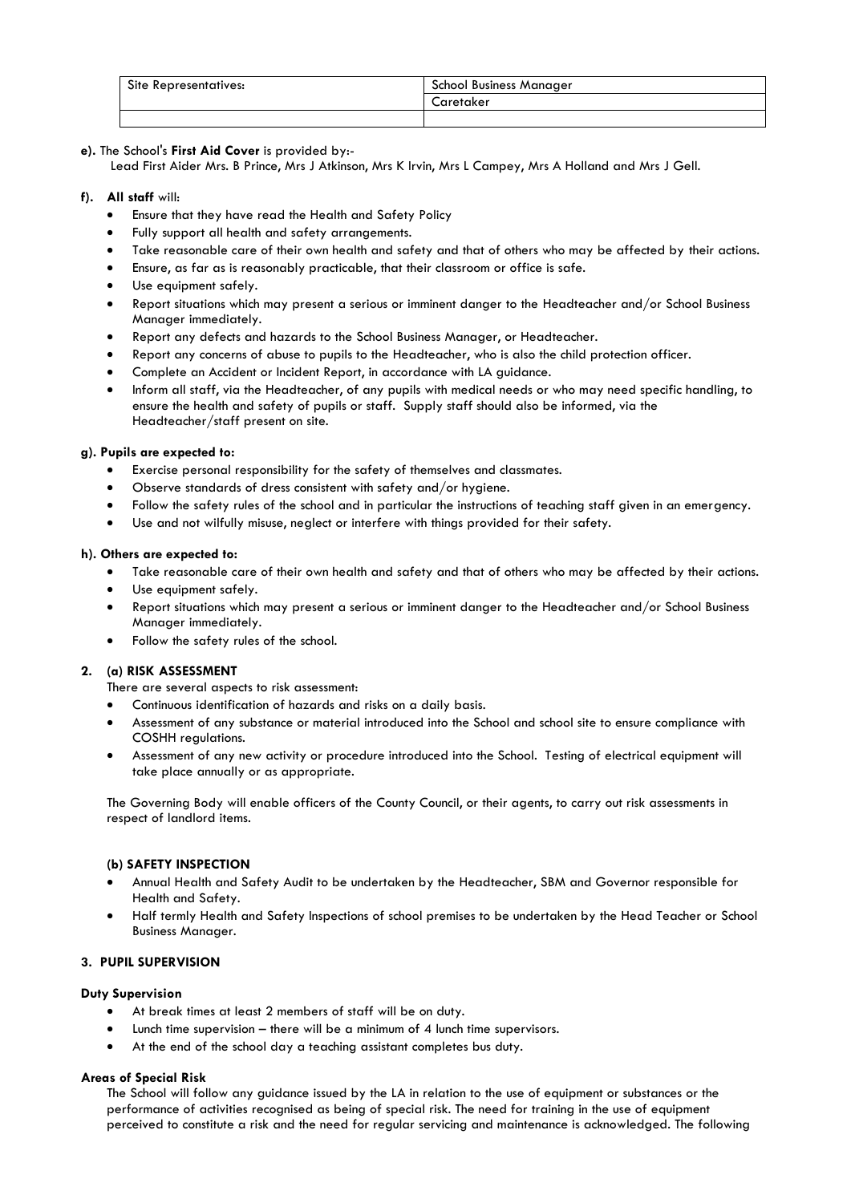| Site Representatives: | School Business Manager |
| --- | --- |
| | Caretaker |
| | |

**e).** The School's **First Aid Cover** is provided by:-

Lead First Aider Mrs. B Prince, Mrs J Atkinson, Mrs K Irvin, Mrs L Campey, Mrs A Holland and Mrs J Gell.

**f). All staff** will:

- Ensure that they have read the Health and Safety Policy
- Fully support all health and safety arrangements.
- Take reasonable care of their own health and safety and that of others who may be affected by their actions.
- Ensure, as far as is reasonably practicable, that their classroom or office is safe.
- Use equipment safely.
- Report situations which may present a serious or imminent danger to the Headteacher and/or School Business Manager immediately.
- Report any defects and hazards to the School Business Manager, or Headteacher.
- Report any concerns of abuse to pupils to the Headteacher, who is also the child protection officer.
- Complete an Accident or Incident Report, in accordance with LA guidance.
- Inform all staff, via the Headteacher, of any pupils with medical needs or who may need specific handling, to ensure the health and safety of pupils or staff. Supply staff should also be informed, via the Headteacher/staff present on site.

**g). Pupils are expected to:**

- Exercise personal responsibility for the safety of themselves and classmates.
- Observe standards of dress consistent with safety and/or hygiene.
- Follow the safety rules of the school and in particular the instructions of teaching staff given in an emergency.
- Use and not wilfully misuse, neglect or interfere with things provided for their safety.

**h). Others are expected to:**

- Take reasonable care of their own health and safety and that of others who may be affected by their actions.
- Use equipment safely.
- Report situations which may present a serious or imminent danger to the Headteacher and/or School Business Manager immediately.
- Follow the safety rules of the school.

**2. (a) RISK ASSESSMENT**

There are several aspects to risk assessment:

- Continuous identification of hazards and risks on a daily basis.
- Assessment of any substance or material introduced into the School and school site to ensure compliance with COSHH regulations.
- Assessment of any new activity or procedure introduced into the School. Testing of electrical equipment will take place annually or as appropriate.

The Governing Body will enable officers of the County Council, or their agents, to carry out risk assessments in respect of landlord items.

**(b) SAFETY INSPECTION**

- Annual Health and Safety Audit to be undertaken by the Headteacher, SBM and Governor responsible for Health and Safety.
- Half termly Health and Safety Inspections of school premises to be undertaken by the Head Teacher or School Business Manager.

**3. PUPIL SUPERVISION**

**Duty Supervision**

- At break times at least 2 members of staff will be on duty.
- Lunch time supervision – there will be a minimum of 4 lunch time supervisors.
- At the end of the school day a teaching assistant completes bus duty.

**Areas of Special Risk**

The School will follow any guidance issued by the LA in relation to the use of equipment or substances or the performance of activities recognised as being of special risk. The need for training in the use of equipment perceived to constitute a risk and the need for regular servicing and maintenance is acknowledged. The following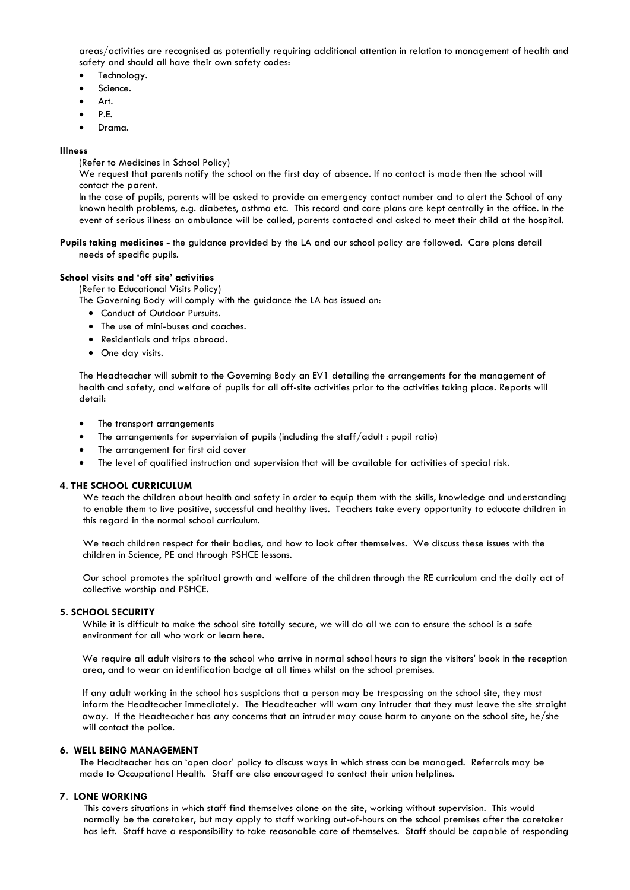areas/activities are recognised as potentially requiring additional attention in relation to management of health and safety and should all have their own safety codes:

- Technology.
- Science.
- Art.
- P.E.
- Drama.

**Illness**

(Refer to Medicines in School Policy)

We request that parents notify the school on the first day of absence. If no contact is made then the school will contact the parent.

In the case of pupils, parents will be asked to provide an emergency contact number and to alert the School of any known health problems, e.g. diabetes, asthma etc. This record and care plans are kept centrally in the office. In the event of serious illness an ambulance will be called, parents contacted and asked to meet their child at the hospital.

**Pupils taking medicines -** the guidance provided by the LA and our school policy are followed. Care plans detail needs of specific pupils.

**School visits and 'off site' activities**

(Refer to Educational Visits Policy)

The Governing Body will comply with the guidance the LA has issued on:

- Conduct of Outdoor Pursuits.
- The use of mini-buses and coaches.
- Residentials and trips abroad.
- One day visits.

The Headteacher will submit to the Governing Body an EV1 detailing the arrangements for the management of health and safety, and welfare of pupils for all off-site activities prior to the activities taking place. Reports will detail:

- The transport arrangements
- The arrangements for supervision of pupils (including the staff/adult : pupil ratio)
- The arrangement for first aid cover
- The level of qualified instruction and supervision that will be available for activities of special risk.

**4. THE SCHOOL CURRICULUM**

We teach the children about health and safety in order to equip them with the skills, knowledge and understanding to enable them to live positive, successful and healthy lives. Teachers take every opportunity to educate children in this regard in the normal school curriculum.

We teach children respect for their bodies, and how to look after themselves. We discuss these issues with the children in Science, PE and through PSHCE lessons.

Our school promotes the spiritual growth and welfare of the children through the RE curriculum and the daily act of collective worship and PSHCE.

**5. SCHOOL SECURITY**

While it is difficult to make the school site totally secure, we will do all we can to ensure the school is a safe environment for all who work or learn here.

We require all adult visitors to the school who arrive in normal school hours to sign the visitors' book in the reception area, and to wear an identification badge at all times whilst on the school premises.

If any adult working in the school has suspicions that a person may be trespassing on the school site, they must inform the Headteacher immediately. The Headteacher will warn any intruder that they must leave the site straight away. If the Headteacher has any concerns that an intruder may cause harm to anyone on the school site, he/she will contact the police.

**6. WELL BEING MANAGEMENT**

The Headteacher has an 'open door' policy to discuss ways in which stress can be managed. Referrals may be made to Occupational Health. Staff are also encouraged to contact their union helplines.

**7. LONE WORKING**

This covers situations in which staff find themselves alone on the site, working without supervision. This would normally be the caretaker, but may apply to staff working out-of-hours on the school premises after the caretaker has left. Staff have a responsibility to take reasonable care of themselves. Staff should be capable of responding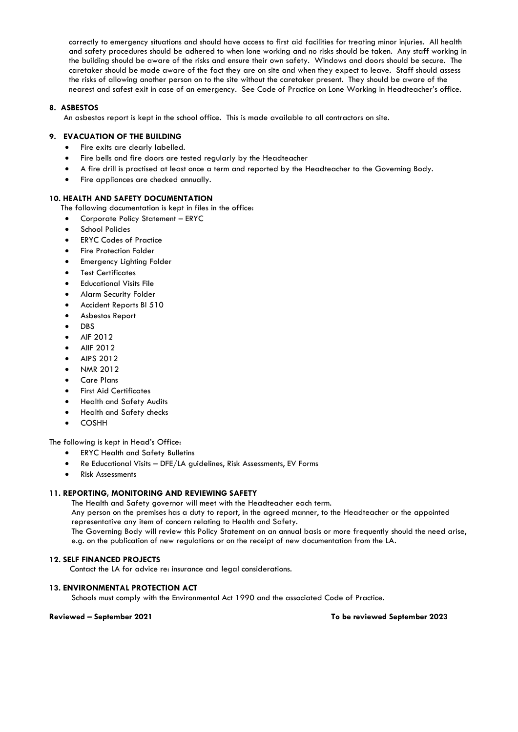correctly to emergency situations and should have access to first aid facilities for treating minor injuries. All health and safety procedures should be adhered to when lone working and no risks should be taken. Any staff working in the building should be aware of the risks and ensure their own safety. Windows and doors should be secure. The caretaker should be made aware of the fact they are on site and when they expect to leave. Staff should assess the risks of allowing another person on to the site without the caretaker present. They should be aware of the nearest and safest exit in case of an emergency. See Code of Practice on Lone Working in Headteacher's office.

### 8. ASBESTOS

An asbestos report is kept in the school office. This is made available to all contractors on site.

### 9. EVACUATION OF THE BUILDING

- Fire exits are clearly labelled.
- Fire bells and fire doors are tested regularly by the Headteacher
- A fire drill is practised at least once a term and reported by the Headteacher to the Governing Body.
- Fire appliances are checked annually.

### 10. HEALTH AND SAFETY DOCUMENTATION

The following documentation is kept in files in the office:

- Corporate Policy Statement – ERYC
- School Policies
- ERYC Codes of Practice
- Fire Protection Folder
- Emergency Lighting Folder
- Test Certificates
- Educational Visits File
- Alarm Security Folder
- Accident Reports BI 510
- Asbestos Report
- DBS
- AIF 2012
- AIIF 2012
- AIPS 2012
- NMR 2012
- Care Plans
- First Aid Certificates
- Health and Safety Audits
- Health and Safety checks
- COSHH

The following is kept in Head's Office:

- ERYC Health and Safety Bulletins
- Re Educational Visits – DFE/LA guidelines, Risk Assessments, EV Forms
- Risk Assessments

### 11. REPORTING, MONITORING AND REVIEWING SAFETY

The Health and Safety governor will meet with the Headteacher each term.

Any person on the premises has a duty to report, in the agreed manner, to the Headteacher or the appointed representative any item of concern relating to Health and Safety.

The Governing Body will review this Policy Statement on an annual basis or more frequently should the need arise, e.g. on the publication of new regulations or on the receipt of new documentation from the LA.

### 12. SELF FINANCED PROJECTS

Contact the LA for advice re: insurance and legal considerations.

### 13. ENVIRONMENTAL PROTECTION ACT

Schools must comply with the Environmental Act 1990 and the associated Code of Practice.

**Reviewed – September 2021** **To be reviewed September 2023**